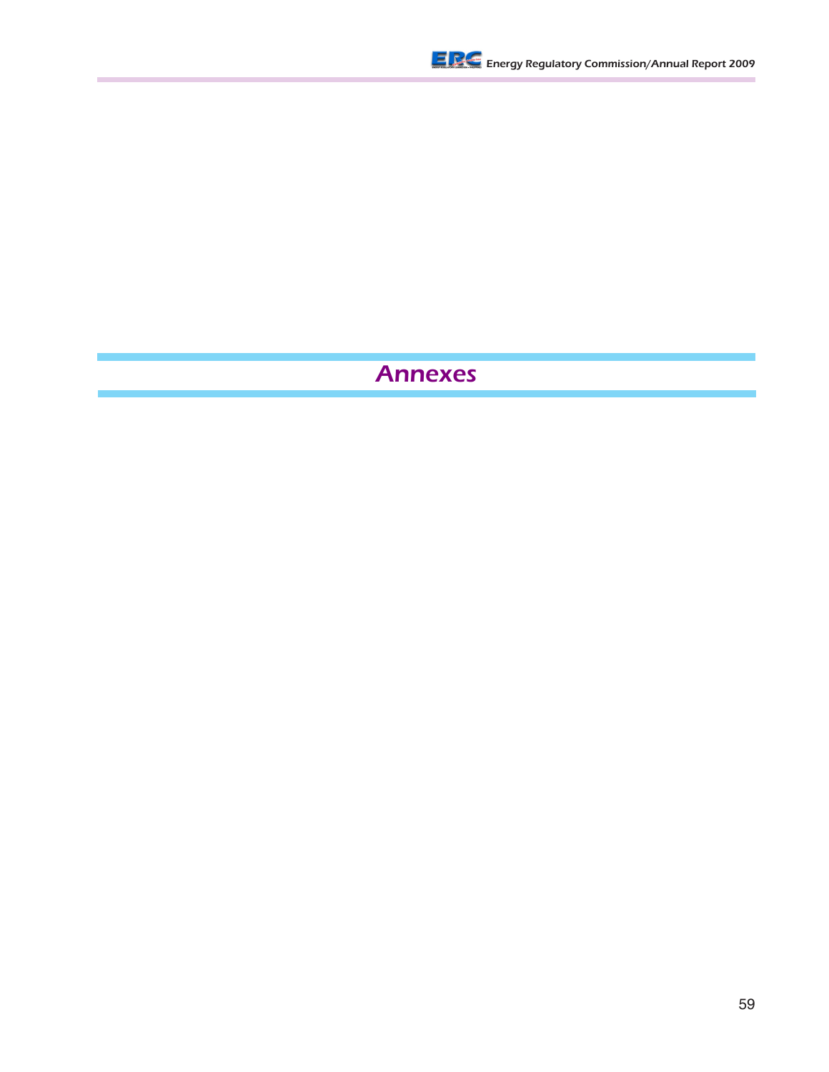# Annexes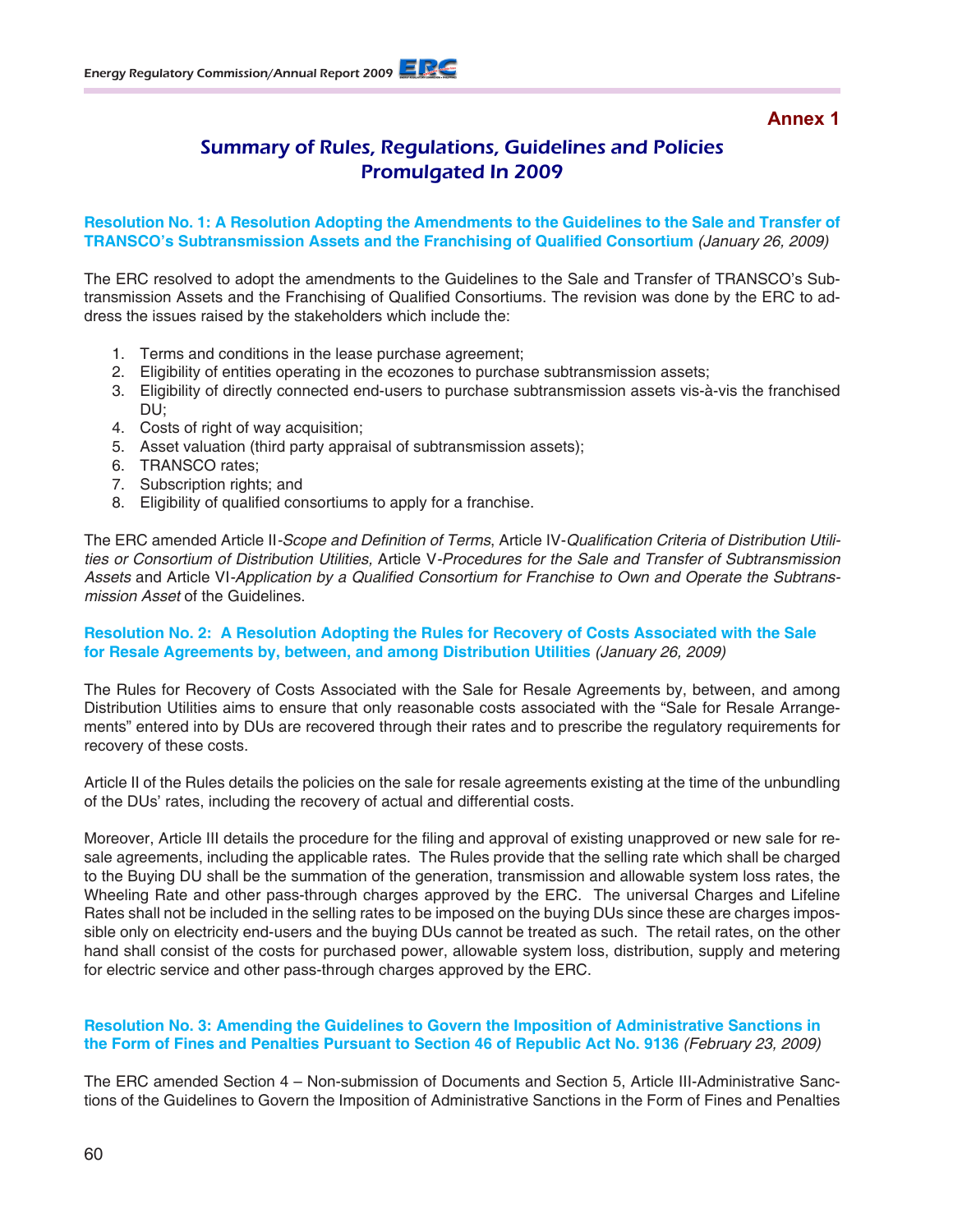Annex 1

# Summary of Rules, Regulations, Guidelines and Policies Promulgated In 2009

**Resolution No. 1: A Resolution Adopting the Amendments to the Guidelines to the Sale and Transfer of TRANSCO's Subtransmission Assets and the Franchising of Qualified Consortium** *(January 26, 2009)*

The ERC resolved to adopt the amendments to the Guidelines to the Sale and Transfer of TRANSCO's Subtransmission Assets and the Franchising of Qualified Consortiums. The revision was done by the ERC to address the issues raised by the stakeholders which include the:

1. Terms and conditions in the lease purchase agreement;
2. Eligibility of entities operating in the ecozones to purchase subtransmission assets;
3. Eligibility of directly connected end-users to purchase subtransmission assets vis-à-vis the franchised DU;
4. Costs of right of way acquisition;
5. Asset valuation (third party appraisal of subtransmission assets);
6. TRANSCO rates;
7. Subscription rights; and
8. Eligibility of qualified consortiums to apply for a franchise.

The ERC amended Article II-*Scope and Definition of Terms*, Article IV-*Qualification Criteria of Distribution Utilities or Consortium of Distribution Utilities,* Article V-*Procedures for the Sale and Transfer of Subtransmission Assets* and Article VI-*Application by a Qualified Consortium for Franchise to Own and Operate the Subtransmission Asset* of the Guidelines.

**Resolution No. 2: A Resolution Adopting the Rules for Recovery of Costs Associated with the Sale for Resale Agreements by, between, and among Distribution Utilities** *(January 26, 2009)*

The Rules for Recovery of Costs Associated with the Sale for Resale Agreements by, between, and among Distribution Utilities aims to ensure that only reasonable costs associated with the "Sale for Resale Arrangements" entered into by DUs are recovered through their rates and to prescribe the regulatory requirements for recovery of these costs.

Article II of the Rules details the policies on the sale for resale agreements existing at the time of the unbundling of the DUs' rates, including the recovery of actual and differential costs.

Moreover, Article III details the procedure for the filing and approval of existing unapproved or new sale for resale agreements, including the applicable rates. The Rules provide that the selling rate which shall be charged to the Buying DU shall be the summation of the generation, transmission and allowable system loss rates, the Wheeling Rate and other pass-through charges approved by the ERC. The universal Charges and Lifeline Rates shall not be included in the selling rates to be imposed on the buying DUs since these are charges impossible only on electricity end-users and the buying DUs cannot be treated as such. The retail rates, on the other hand shall consist of the costs for purchased power, allowable system loss, distribution, supply and metering for electric service and other pass-through charges approved by the ERC.

**Resolution No. 3: Amending the Guidelines to Govern the Imposition of Administrative Sanctions in the Form of Fines and Penalties Pursuant to Section 46 of Republic Act No. 9136** *(February 23, 2009)*

The ERC amended Section 4 – Non-submission of Documents and Section 5, Article III-Administrative Sanctions of the Guidelines to Govern the Imposition of Administrative Sanctions in the Form of Fines and Penalties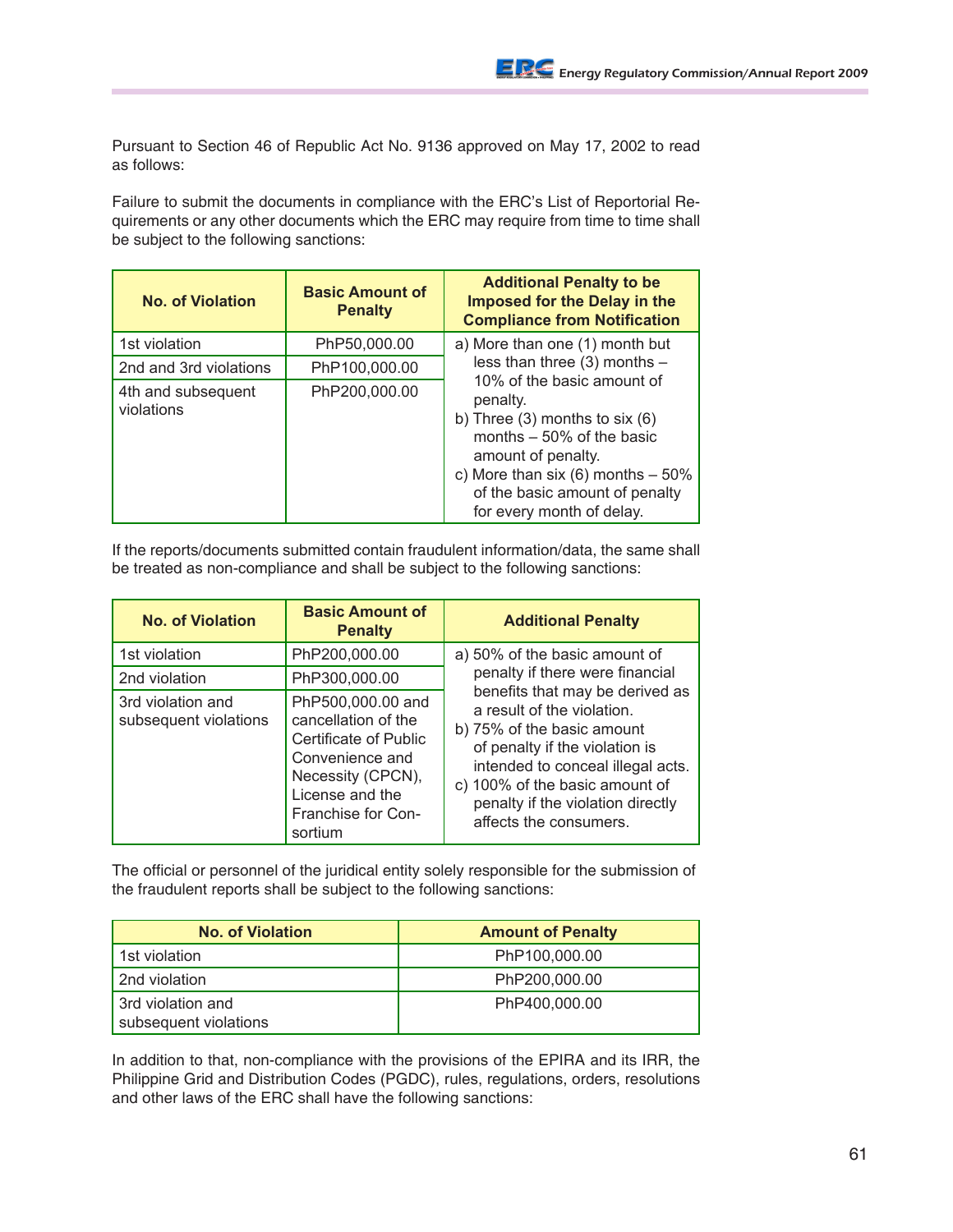Pursuant to Section 46 of Republic Act No. 9136 approved on May 17, 2002 to read as follows:

Failure to submit the documents in compliance with the ERC's List of Reportorial Requirements or any other documents which the ERC may require from time to time shall be subject to the following sanctions:

| No. of Violation | Basic Amount of Penalty | Additional Penalty to be Imposed for the Delay in the Compliance from Notification |
|---|---|---|
| 1st violation | PhP50,000.00 | a) More than one (1) month but less than three (3) months – 10% of the basic amount of penalty.<br>b) Three (3) months to six (6) months – 50% of the basic amount of penalty.<br>c) More than six (6) months – 50% of the basic amount of penalty for every month of delay. |
| 2nd and 3rd violations | PhP100,000.00 | |
| 4th and subsequent violations | PhP200,000.00 | |

If the reports/documents submitted contain fraudulent information/data, the same shall be treated as non-compliance and shall be subject to the following sanctions:

| No. of Violation | Basic Amount of Penalty | Additional Penalty |
|---|---|---|
| 1st violation | PhP200,000.00 | a) 50% of the basic amount of penalty if there were financial benefits that may be derived as a result of the violation.<br>b) 75% of the basic amount of penalty if the violation is intended to conceal illegal acts.<br>c) 100% of the basic amount of penalty if the violation directly affects the consumers. |
| 2nd violation | PhP300,000.00 | |
| 3rd violation and subsequent violations | PhP500,000.00 and cancellation of the Certificate of Public Convenience and Necessity (CPCN), License and the Franchise for Consortium | |

The official or personnel of the juridical entity solely responsible for the submission of the fraudulent reports shall be subject to the following sanctions:

| No. of Violation | Amount of Penalty |
|---|---|
| 1st violation | PhP100,000.00 |
| 2nd violation | PhP200,000.00 |
| 3rd violation and subsequent violations | PhP400,000.00 |

In addition to that, non-compliance with the provisions of the EPIRA and its IRR, the Philippine Grid and Distribution Codes (PGDC), rules, regulations, orders, resolutions and other laws of the ERC shall have the following sanctions: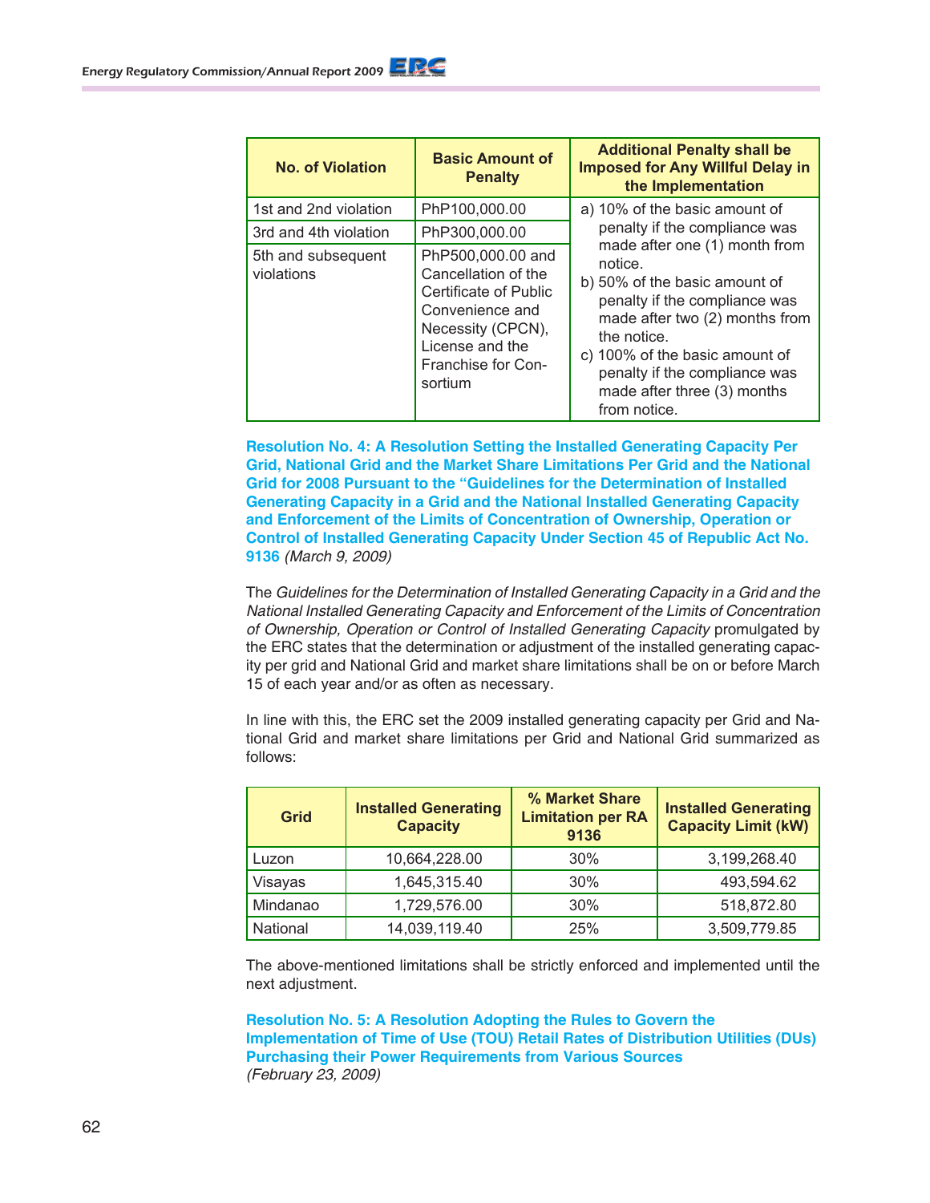| No. of Violation | Basic Amount of Penalty | Additional Penalty shall be Imposed for Any Willful Delay in the Implementation |
|---|---|---|
| 1st and 2nd violation | PhP100,000.00 | a) 10% of the basic amount of penalty if the compliance was made after one (1) month from notice.<br>b) 50% of the basic amount of penalty if the compliance was made after two (2) months from the notice.<br>c) 100% of the basic amount of penalty if the compliance was made after three (3) months from notice. |
| 3rd and 4th violation | PhP300,000.00 | |
| 5th and subsequent violations | PhP500,000.00 and Cancellation of the Certificate of Public Convenience and Necessity (CPCN), License and the Franchise for Consortium | |

**Resolution No. 4: A Resolution Setting the Installed Generating Capacity Per Grid, National Grid and the Market Share Limitations Per Grid and the National Grid for 2008 Pursuant to the "Guidelines for the Determination of Installed Generating Capacity in a Grid and the National Installed Generating Capacity and Enforcement of the Limits of Concentration of Ownership, Operation or Control of Installed Generating Capacity Under Section 45 of Republic Act No. 9136** *(March 9, 2009)*

The *Guidelines for the Determination of Installed Generating Capacity in a Grid and the National Installed Generating Capacity and Enforcement of the Limits of Concentration of Ownership, Operation or Control of Installed Generating Capacity* promulgated by the ERC states that the determination or adjustment of the installed generating capacity per grid and National Grid and market share limitations shall be on or before March 15 of each year and/or as often as necessary.

In line with this, the ERC set the 2009 installed generating capacity per Grid and National Grid and market share limitations per Grid and National Grid summarized as follows:

| Grid | Installed Generating Capacity | % Market Share Limitation per RA 9136 | Installed Generating Capacity Limit (kW) |
|---|---|---|---|
| Luzon | 10,664,228.00 | 30% | 3,199,268.40 |
| Visayas | 1,645,315.40 | 30% | 493,594.62 |
| Mindanao | 1,729,576.00 | 30% | 518,872.80 |
| National | 14,039,119.40 | 25% | 3,509,779.85 |

The above-mentioned limitations shall be strictly enforced and implemented until the next adjustment.

**Resolution No. 5: A Resolution Adopting the Rules to Govern the Implementation of Time of Use (TOU) Retail Rates of Distribution Utilities (DUs) Purchasing their Power Requirements from Various Sources**
*(February 23, 2009)*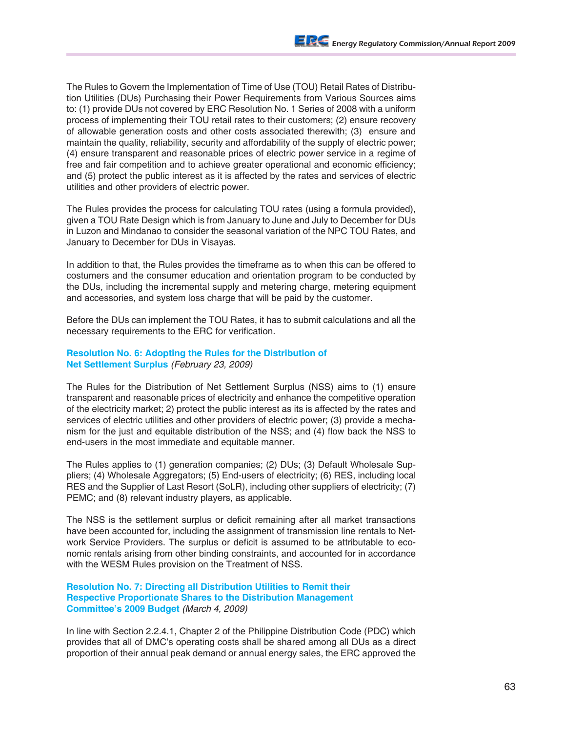The Rules to Govern the Implementation of Time of Use (TOU) Retail Rates of Distribution Utilities (DUs) Purchasing their Power Requirements from Various Sources aims to: (1) provide DUs not covered by ERC Resolution No. 1 Series of 2008 with a uniform process of implementing their TOU retail rates to their customers; (2) ensure recovery of allowable generation costs and other costs associated therewith; (3) ensure and maintain the quality, reliability, security and affordability of the supply of electric power; (4) ensure transparent and reasonable prices of electric power service in a regime of free and fair competition and to achieve greater operational and economic efficiency; and (5) protect the public interest as it is affected by the rates and services of electric utilities and other providers of electric power.

The Rules provides the process for calculating TOU rates (using a formula provided), given a TOU Rate Design which is from January to June and July to December for DUs in Luzon and Mindanao to consider the seasonal variation of the NPC TOU Rates, and January to December for DUs in Visayas.

In addition to that, the Rules provides the timeframe as to when this can be offered to costumers and the consumer education and orientation program to be conducted by the DUs, including the incremental supply and metering charge, metering equipment and accessories, and system loss charge that will be paid by the customer.

Before the DUs can implement the TOU Rates, it has to submit calculations and all the necessary requirements to the ERC for verification.

### Resolution No. 6: Adopting the Rules for the Distribution of Net Settlement Surplus *(February 23, 2009)*

The Rules for the Distribution of Net Settlement Surplus (NSS) aims to (1) ensure transparent and reasonable prices of electricity and enhance the competitive operation of the electricity market; 2) protect the public interest as its is affected by the rates and services of electric utilities and other providers of electric power; (3) provide a mechanism for the just and equitable distribution of the NSS; and (4) flow back the NSS to end-users in the most immediate and equitable manner.

The Rules applies to (1) generation companies; (2) DUs; (3) Default Wholesale Suppliers; (4) Wholesale Aggregators; (5) End-users of electricity; (6) RES, including local RES and the Supplier of Last Resort (SoLR), including other suppliers of electricity; (7) PEMC; and (8) relevant industry players, as applicable.

The NSS is the settlement surplus or deficit remaining after all market transactions have been accounted for, including the assignment of transmission line rentals to Network Service Providers. The surplus or deficit is assumed to be attributable to economic rentals arising from other binding constraints, and accounted for in accordance with the WESM Rules provision on the Treatment of NSS.

### Resolution No. 7: Directing all Distribution Utilities to Remit their Respective Proportionate Shares to the Distribution Management Committee's 2009 Budget *(March 4, 2009)*

In line with Section 2.2.4.1, Chapter 2 of the Philippine Distribution Code (PDC) which provides that all of DMC's operating costs shall be shared among all DUs as a direct proportion of their annual peak demand or annual energy sales, the ERC approved the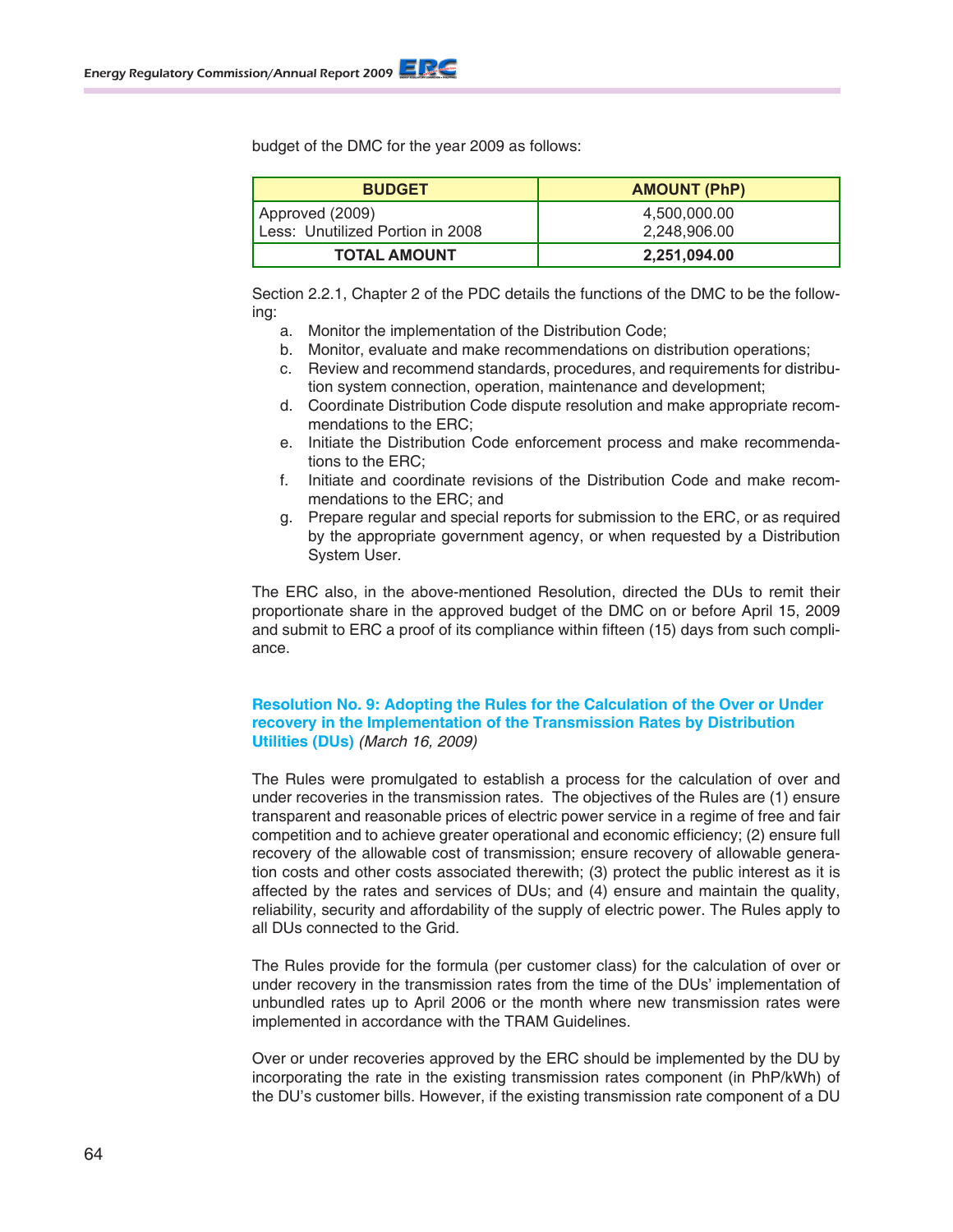budget of the DMC for the year 2009 as follows:

| BUDGET | AMOUNT (PhP) |
|---|---|
| Approved (2009)<br>Less: Unutilized Portion in 2008 | 4,500,000.00<br>2,248,906.00 |
| **TOTAL AMOUNT** | **2,251,094.00** |

Section 2.2.1, Chapter 2 of the PDC details the functions of the DMC to be the following:

a. Monitor the implementation of the Distribution Code;
b. Monitor, evaluate and make recommendations on distribution operations;
c. Review and recommend standards, procedures, and requirements for distribution system connection, operation, maintenance and development;
d. Coordinate Distribution Code dispute resolution and make appropriate recommendations to the ERC;
e. Initiate the Distribution Code enforcement process and make recommendations to the ERC;
f. Initiate and coordinate revisions of the Distribution Code and make recommendations to the ERC; and
g. Prepare regular and special reports for submission to the ERC, or as required by the appropriate government agency, or when requested by a Distribution System User.

The ERC also, in the above-mentioned Resolution, directed the DUs to remit their proportionate share in the approved budget of the DMC on or before April 15, 2009 and submit to ERC a proof of its compliance within fifteen (15) days from such compliance.

### Resolution No. 9: Adopting the Rules for the Calculation of the Over or Under recovery in the Implementation of the Transmission Rates by Distribution Utilities (DUs) *(March 16, 2009)*

The Rules were promulgated to establish a process for the calculation of over and under recoveries in the transmission rates. The objectives of the Rules are (1) ensure transparent and reasonable prices of electric power service in a regime of free and fair competition and to achieve greater operational and economic efficiency; (2) ensure full recovery of the allowable cost of transmission; ensure recovery of allowable generation costs and other costs associated therewith; (3) protect the public interest as it is affected by the rates and services of DUs; and (4) ensure and maintain the quality, reliability, security and affordability of the supply of electric power. The Rules apply to all DUs connected to the Grid.

The Rules provide for the formula (per customer class) for the calculation of over or under recovery in the transmission rates from the time of the DUs' implementation of unbundled rates up to April 2006 or the month where new transmission rates were implemented in accordance with the TRAM Guidelines.

Over or under recoveries approved by the ERC should be implemented by the DU by incorporating the rate in the existing transmission rates component (in PhP/kWh) of the DU's customer bills. However, if the existing transmission rate component of a DU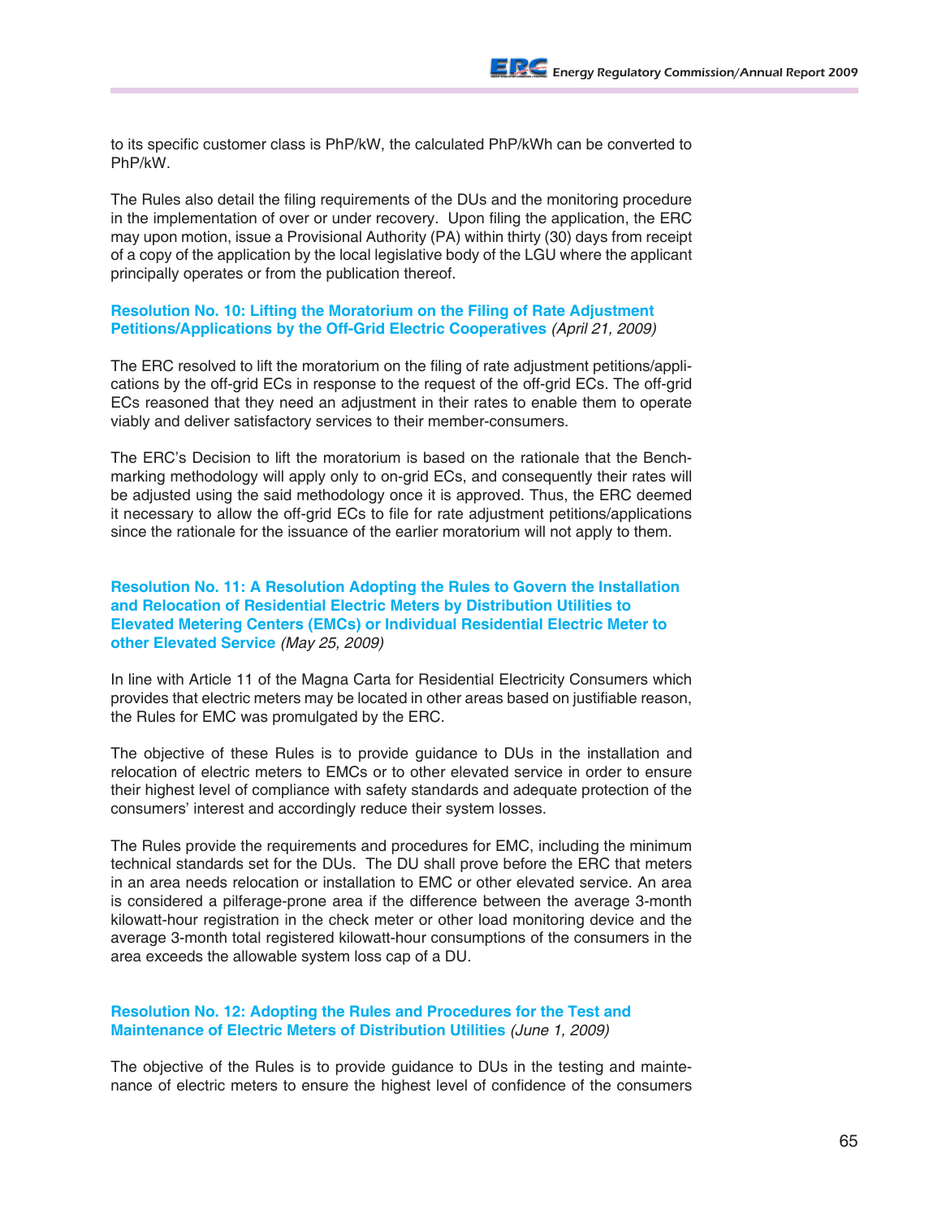to its specific customer class is PhP/kW, the calculated PhP/kWh can be converted to PhP/kW.

The Rules also detail the filing requirements of the DUs and the monitoring procedure in the implementation of over or under recovery. Upon filing the application, the ERC may upon motion, issue a Provisional Authority (PA) within thirty (30) days from receipt of a copy of the application by the local legislative body of the LGU where the applicant principally operates or from the publication thereof.

### Resolution No. 10: Lifting the Moratorium on the Filing of Rate Adjustment Petitions/Applications by the Off-Grid Electric Cooperatives *(April 21, 2009)*

The ERC resolved to lift the moratorium on the filing of rate adjustment petitions/applications by the off-grid ECs in response to the request of the off-grid ECs. The off-grid ECs reasoned that they need an adjustment in their rates to enable them to operate viably and deliver satisfactory services to their member-consumers.

The ERC's Decision to lift the moratorium is based on the rationale that the Benchmarking methodology will apply only to on-grid ECs, and consequently their rates will be adjusted using the said methodology once it is approved. Thus, the ERC deemed it necessary to allow the off-grid ECs to file for rate adjustment petitions/applications since the rationale for the issuance of the earlier moratorium will not apply to them.

### Resolution No. 11: A Resolution Adopting the Rules to Govern the Installation and Relocation of Residential Electric Meters by Distribution Utilities to Elevated Metering Centers (EMCs) or Individual Residential Electric Meter to other Elevated Service *(May 25, 2009)*

In line with Article 11 of the Magna Carta for Residential Electricity Consumers which provides that electric meters may be located in other areas based on justifiable reason, the Rules for EMC was promulgated by the ERC.

The objective of these Rules is to provide guidance to DUs in the installation and relocation of electric meters to EMCs or to other elevated service in order to ensure their highest level of compliance with safety standards and adequate protection of the consumers' interest and accordingly reduce their system losses.

The Rules provide the requirements and procedures for EMC, including the minimum technical standards set for the DUs. The DU shall prove before the ERC that meters in an area needs relocation or installation to EMC or other elevated service. An area is considered a pilferage-prone area if the difference between the average 3-month kilowatt-hour registration in the check meter or other load monitoring device and the average 3-month total registered kilowatt-hour consumptions of the consumers in the area exceeds the allowable system loss cap of a DU.

### Resolution No. 12: Adopting the Rules and Procedures for the Test and Maintenance of Electric Meters of Distribution Utilities *(June 1, 2009)*

The objective of the Rules is to provide guidance to DUs in the testing and maintenance of electric meters to ensure the highest level of confidence of the consumers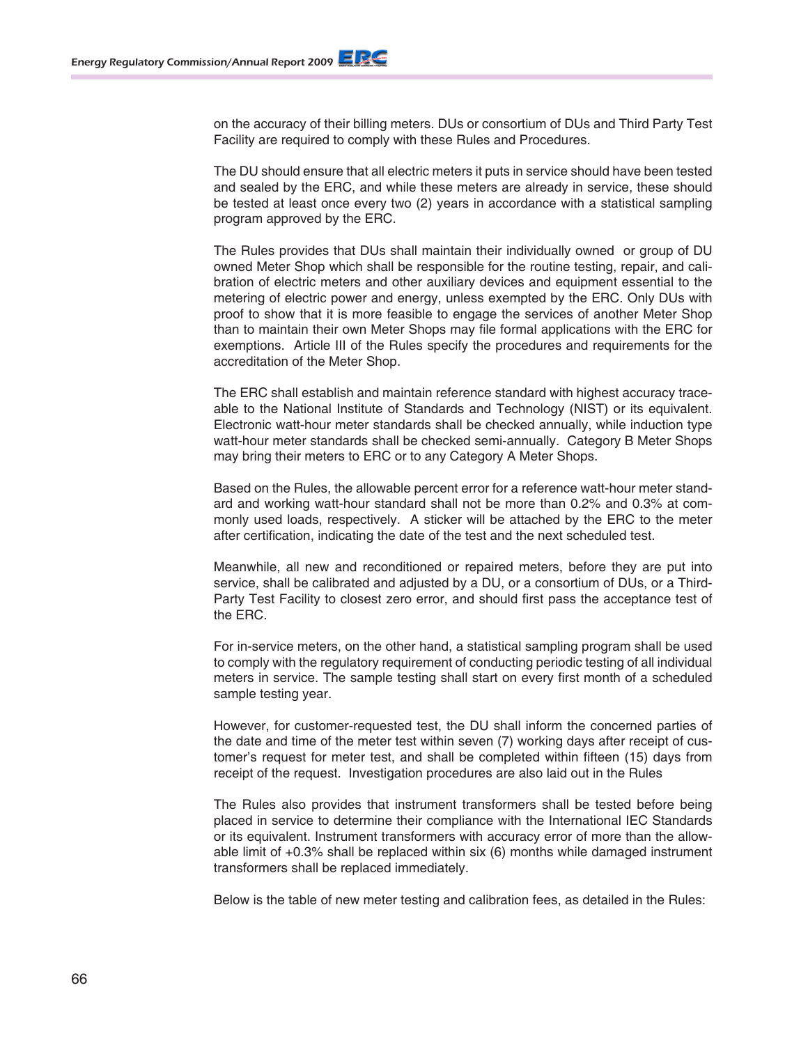on the accuracy of their billing meters. DUs or consortium of DUs and Third Party Test Facility are required to comply with these Rules and Procedures.

The DU should ensure that all electric meters it puts in service should have been tested and sealed by the ERC, and while these meters are already in service, these should be tested at least once every two (2) years in accordance with a statistical sampling program approved by the ERC.

The Rules provides that DUs shall maintain their individually owned or group of DU owned Meter Shop which shall be responsible for the routine testing, repair, and calibration of electric meters and other auxiliary devices and equipment essential to the metering of electric power and energy, unless exempted by the ERC. Only DUs with proof to show that it is more feasible to engage the services of another Meter Shop than to maintain their own Meter Shops may file formal applications with the ERC for exemptions. Article III of the Rules specify the procedures and requirements for the accreditation of the Meter Shop.

The ERC shall establish and maintain reference standard with highest accuracy traceable to the National Institute of Standards and Technology (NIST) or its equivalent. Electronic watt-hour meter standards shall be checked annually, while induction type watt-hour meter standards shall be checked semi-annually. Category B Meter Shops may bring their meters to ERC or to any Category A Meter Shops.

Based on the Rules, the allowable percent error for a reference watt-hour meter standard and working watt-hour standard shall not be more than 0.2% and 0.3% at commonly used loads, respectively. A sticker will be attached by the ERC to the meter after certification, indicating the date of the test and the next scheduled test.

Meanwhile, all new and reconditioned or repaired meters, before they are put into service, shall be calibrated and adjusted by a DU, or a consortium of DUs, or a Third-Party Test Facility to closest zero error, and should first pass the acceptance test of the ERC.

For in-service meters, on the other hand, a statistical sampling program shall be used to comply with the regulatory requirement of conducting periodic testing of all individual meters in service. The sample testing shall start on every first month of a scheduled sample testing year.

However, for customer-requested test, the DU shall inform the concerned parties of the date and time of the meter test within seven (7) working days after receipt of customer's request for meter test, and shall be completed within fifteen (15) days from receipt of the request. Investigation procedures are also laid out in the Rules

The Rules also provides that instrument transformers shall be tested before being placed in service to determine their compliance with the International IEC Standards or its equivalent. Instrument transformers with accuracy error of more than the allowable limit of +0.3% shall be replaced within six (6) months while damaged instrument transformers shall be replaced immediately.

Below is the table of new meter testing and calibration fees, as detailed in the Rules: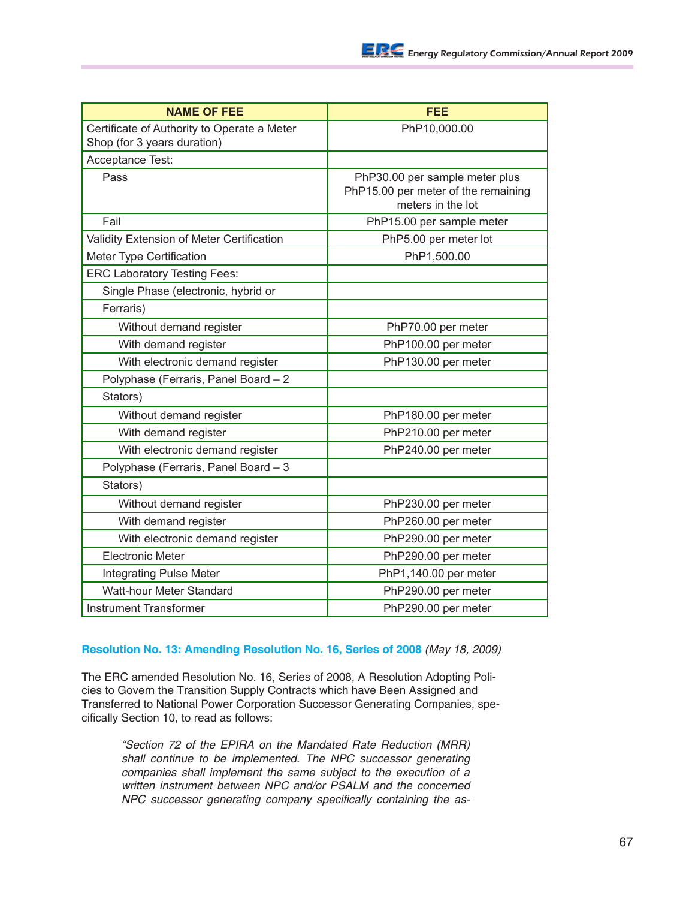| NAME OF FEE | FEE |
|---|---|
| Certificate of Authority to Operate a Meter Shop (for 3 years duration) | PhP10,000.00 |
| Acceptance Test: | |
| Pass | PhP30.00 per sample meter plus PhP15.00 per meter of the remaining meters in the lot |
| Fail | PhP15.00 per sample meter |
| Validity Extension of Meter Certification | PhP5.00 per meter lot |
| Meter Type Certification | PhP1,500.00 |
| ERC Laboratory Testing Fees: | |
| Single Phase (electronic, hybrid or | |
| Ferraris) | |
| Without demand register | PhP70.00 per meter |
| With demand register | PhP100.00 per meter |
| With electronic demand register | PhP130.00 per meter |
| Polyphase (Ferraris, Panel Board – 2 | |
| Stators) | |
| Without demand register | PhP180.00 per meter |
| With demand register | PhP210.00 per meter |
| With electronic demand register | PhP240.00 per meter |
| Polyphase (Ferraris, Panel Board – 3 | |
| Stators) | |
| Without demand register | PhP230.00 per meter |
| With demand register | PhP260.00 per meter |
| With electronic demand register | PhP290.00 per meter |
| Electronic Meter | PhP290.00 per meter |
| Integrating Pulse Meter | PhP1,140.00 per meter |
| Watt-hour Meter Standard | PhP290.00 per meter |
| Instrument Transformer | PhP290.00 per meter |

**Resolution No. 13: Amending Resolution No. 16, Series of 2008** *(May 18, 2009)*

The ERC amended Resolution No. 16, Series of 2008, A Resolution Adopting Policies to Govern the Transition Supply Contracts which have Been Assigned and Transferred to National Power Corporation Successor Generating Companies, specifically Section 10, to read as follows:

> *"Section 72 of the EPIRA on the Mandated Rate Reduction (MRR) shall continue to be implemented. The NPC successor generating companies shall implement the same subject to the execution of a written instrument between NPC and/or PSALM and the concerned NPC successor generating company specifically containing the as-*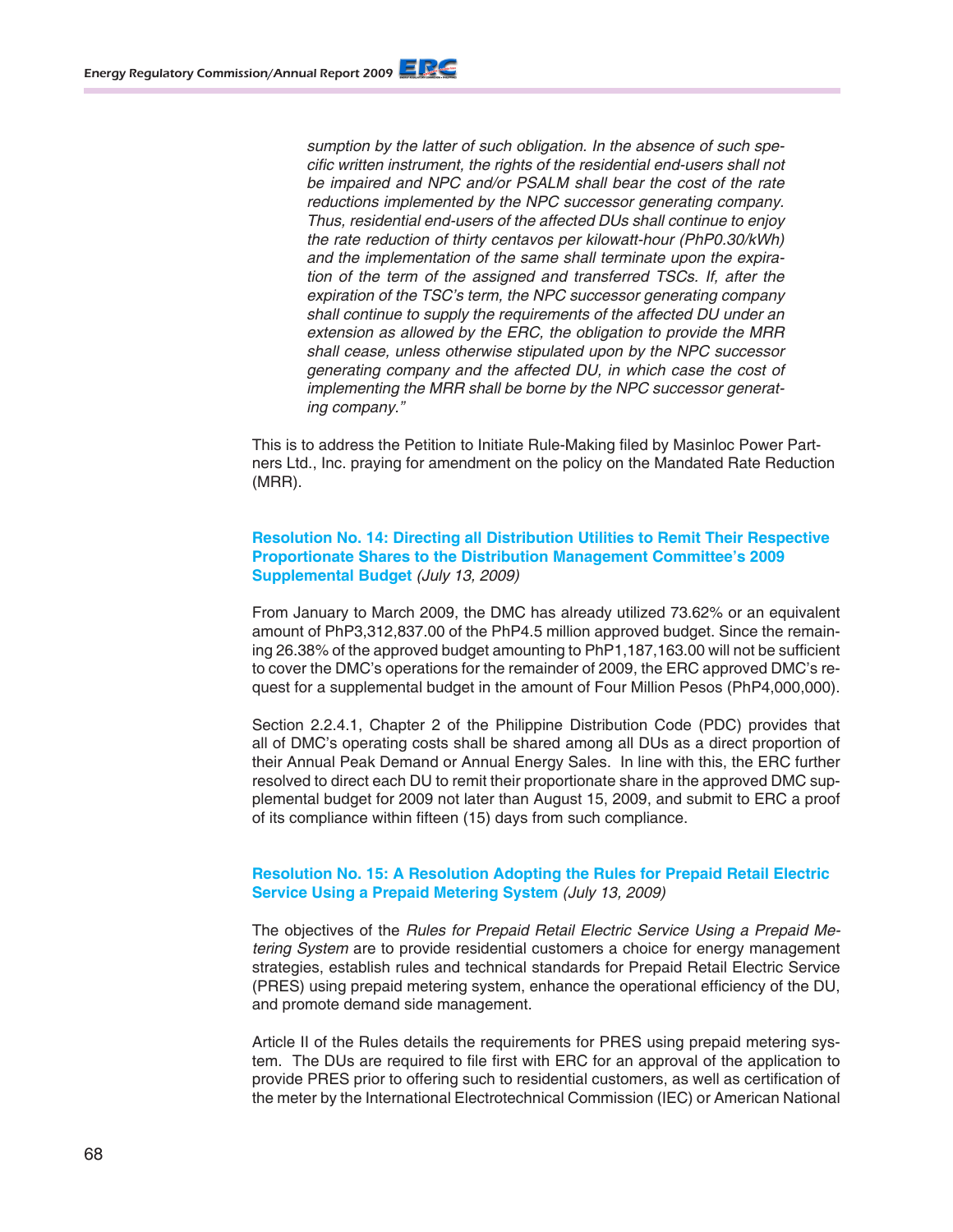*sumption by the latter of such obligation. In the absence of such specific written instrument, the rights of the residential end-users shall not be impaired and NPC and/or PSALM shall bear the cost of the rate reductions implemented by the NPC successor generating company. Thus, residential end-users of the affected DUs shall continue to enjoy the rate reduction of thirty centavos per kilowatt-hour (PhP0.30/kWh) and the implementation of the same shall terminate upon the expiration of the term of the assigned and transferred TSCs. If, after the expiration of the TSC's term, the NPC successor generating company shall continue to supply the requirements of the affected DU under an extension as allowed by the ERC, the obligation to provide the MRR shall cease, unless otherwise stipulated upon by the NPC successor generating company and the affected DU, in which case the cost of implementing the MRR shall be borne by the NPC successor generating company."*

This is to address the Petition to Initiate Rule-Making filed by Masinloc Power Partners Ltd., Inc. praying for amendment on the policy on the Mandated Rate Reduction (MRR).

### Resolution No. 14: Directing all Distribution Utilities to Remit Their Respective Proportionate Shares to the Distribution Management Committee's 2009 Supplemental Budget *(July 13, 2009)*

From January to March 2009, the DMC has already utilized 73.62% or an equivalent amount of PhP3,312,837.00 of the PhP4.5 million approved budget. Since the remaining 26.38% of the approved budget amounting to PhP1,187,163.00 will not be sufficient to cover the DMC's operations for the remainder of 2009, the ERC approved DMC's request for a supplemental budget in the amount of Four Million Pesos (PhP4,000,000).

Section 2.2.4.1, Chapter 2 of the Philippine Distribution Code (PDC) provides that all of DMC's operating costs shall be shared among all DUs as a direct proportion of their Annual Peak Demand or Annual Energy Sales. In line with this, the ERC further resolved to direct each DU to remit their proportionate share in the approved DMC supplemental budget for 2009 not later than August 15, 2009, and submit to ERC a proof of its compliance within fifteen (15) days from such compliance.

### Resolution No. 15: A Resolution Adopting the Rules for Prepaid Retail Electric Service Using a Prepaid Metering System *(July 13, 2009)*

The objectives of the *Rules for Prepaid Retail Electric Service Using a Prepaid Metering System* are to provide residential customers a choice for energy management strategies, establish rules and technical standards for Prepaid Retail Electric Service (PRES) using prepaid metering system, enhance the operational efficiency of the DU, and promote demand side management.

Article II of the Rules details the requirements for PRES using prepaid metering system. The DUs are required to file first with ERC for an approval of the application to provide PRES prior to offering such to residential customers, as well as certification of the meter by the International Electrotechnical Commission (IEC) or American National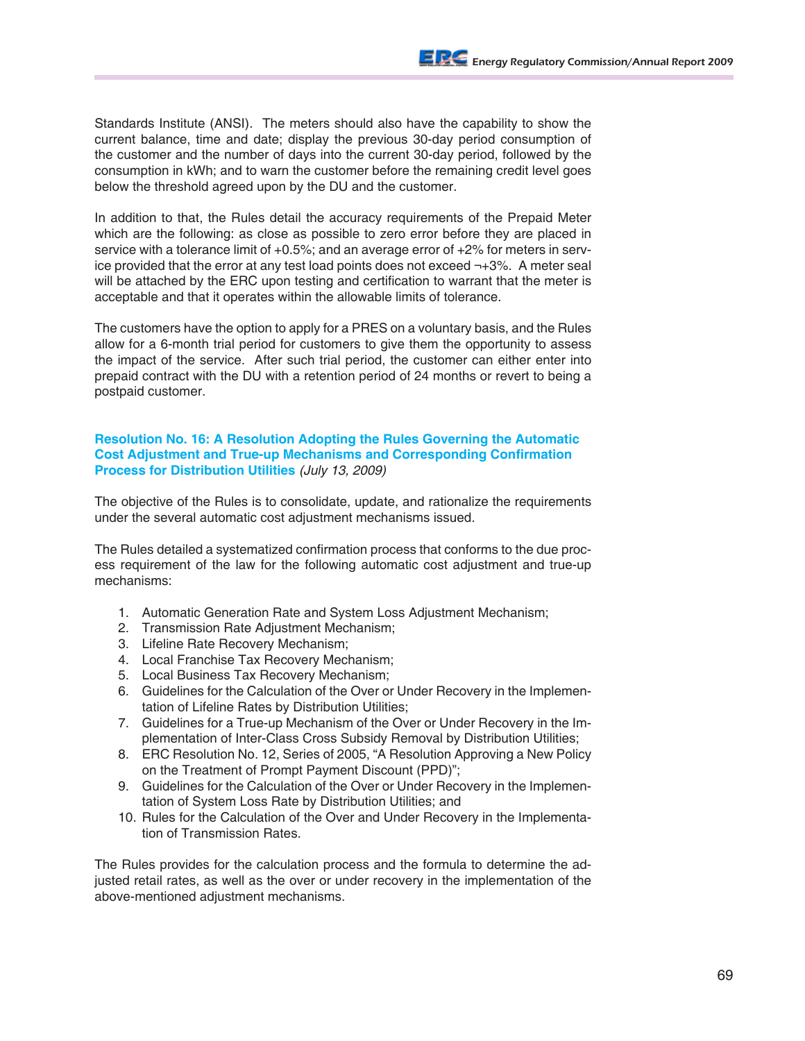Standards Institute (ANSI). The meters should also have the capability to show the current balance, time and date; display the previous 30-day period consumption of the customer and the number of days into the current 30-day period, followed by the consumption in kWh; and to warn the customer before the remaining credit level goes below the threshold agreed upon by the DU and the customer.

In addition to that, the Rules detail the accuracy requirements of the Prepaid Meter which are the following: as close as possible to zero error before they are placed in service with a tolerance limit of +0.5%; and an average error of +2% for meters in service provided that the error at any test load points does not exceed ¬+3%. A meter seal will be attached by the ERC upon testing and certification to warrant that the meter is acceptable and that it operates within the allowable limits of tolerance.

The customers have the option to apply for a PRES on a voluntary basis, and the Rules allow for a 6-month trial period for customers to give them the opportunity to assess the impact of the service. After such trial period, the customer can either enter into prepaid contract with the DU with a retention period of 24 months or revert to being a postpaid customer.

**Resolution No. 16: A Resolution Adopting the Rules Governing the Automatic Cost Adjustment and True-up Mechanisms and Corresponding Confirmation Process for Distribution Utilities** *(July 13, 2009)*

The objective of the Rules is to consolidate, update, and rationalize the requirements under the several automatic cost adjustment mechanisms issued.

The Rules detailed a systematized confirmation process that conforms to the due process requirement of the law for the following automatic cost adjustment and true-up mechanisms:

1. Automatic Generation Rate and System Loss Adjustment Mechanism;
2. Transmission Rate Adjustment Mechanism;
3. Lifeline Rate Recovery Mechanism;
4. Local Franchise Tax Recovery Mechanism;
5. Local Business Tax Recovery Mechanism;
6. Guidelines for the Calculation of the Over or Under Recovery in the Implementation of Lifeline Rates by Distribution Utilities;
7. Guidelines for a True-up Mechanism of the Over or Under Recovery in the Implementation of Inter-Class Cross Subsidy Removal by Distribution Utilities;
8. ERC Resolution No. 12, Series of 2005, “A Resolution Approving a New Policy on the Treatment of Prompt Payment Discount (PPD)”;
9. Guidelines for the Calculation of the Over or Under Recovery in the Implementation of System Loss Rate by Distribution Utilities; and
10. Rules for the Calculation of the Over and Under Recovery in the Implementation of Transmission Rates.

The Rules provides for the calculation process and the formula to determine the adjusted retail rates, as well as the over or under recovery in the implementation of the above-mentioned adjustment mechanisms.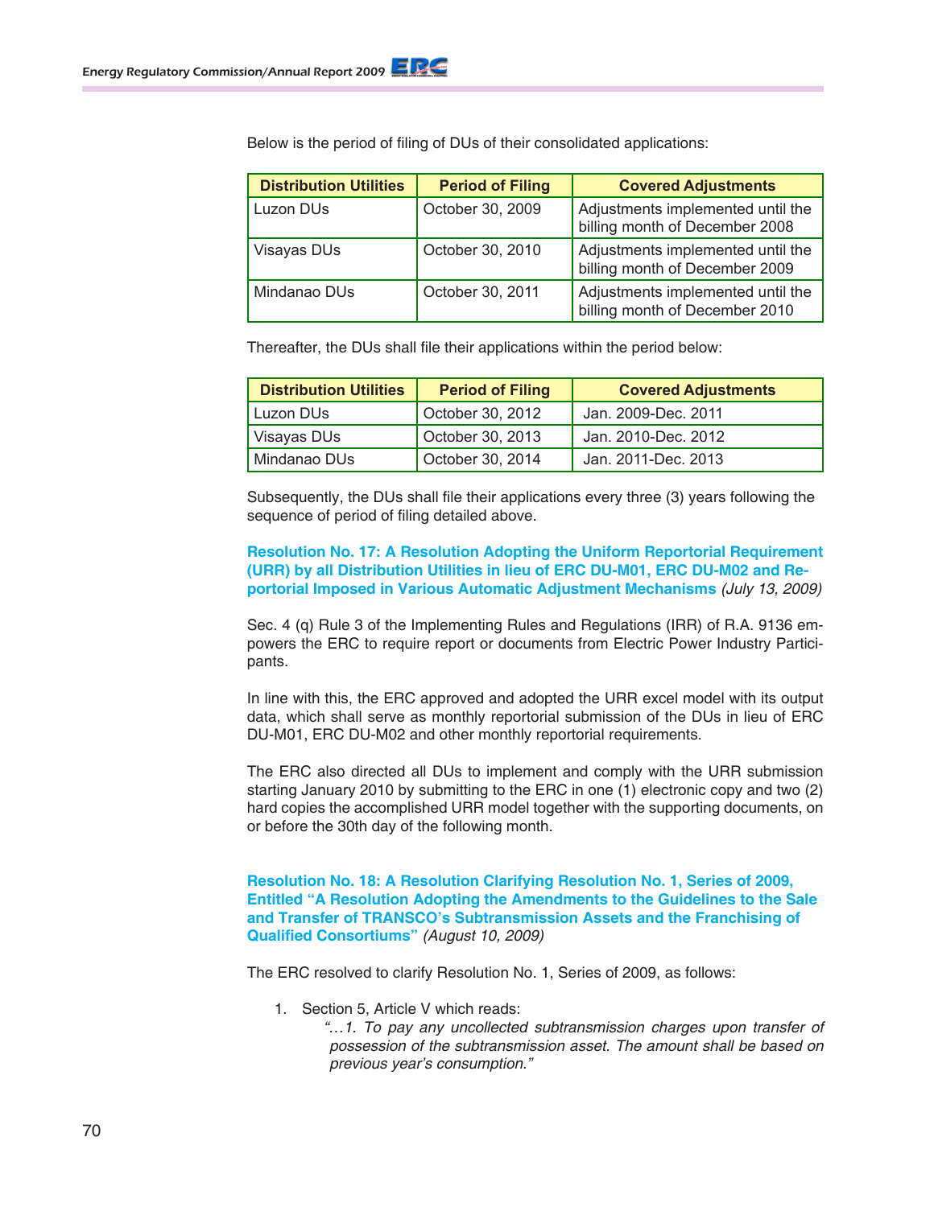Below is the period of filing of DUs of their consolidated applications:

| Distribution Utilities | Period of Filing | Covered Adjustments |
|---|---|---|
| Luzon DUs | October 30, 2009 | Adjustments implemented until the billing month of December 2008 |
| Visayas DUs | October 30, 2010 | Adjustments implemented until the billing month of December 2009 |
| Mindanao DUs | October 30, 2011 | Adjustments implemented until the billing month of December 2010 |

Thereafter, the DUs shall file their applications within the period below:

| Distribution Utilities | Period of Filing | Covered Adjustments |
|---|---|---|
| Luzon DUs | October 30, 2012 | Jan. 2009-Dec. 2011 |
| Visayas DUs | October 30, 2013 | Jan. 2010-Dec. 2012 |
| Mindanao DUs | October 30, 2014 | Jan. 2011-Dec. 2013 |

Subsequently, the DUs shall file their applications every three (3) years following the sequence of period of filing detailed above.

**Resolution No. 17: A Resolution Adopting the Uniform Reportorial Requirement (URR) by all Distribution Utilities in lieu of ERC DU-M01, ERC DU-M02 and Reportorial Imposed in Various Automatic Adjustment Mechanisms** *(July 13, 2009)*

Sec. 4 (q) Rule 3 of the Implementing Rules and Regulations (IRR) of R.A. 9136 empowers the ERC to require report or documents from Electric Power Industry Participants.

In line with this, the ERC approved and adopted the URR excel model with its output data, which shall serve as monthly reportorial submission of the DUs in lieu of ERC DU-M01, ERC DU-M02 and other monthly reportorial requirements.

The ERC also directed all DUs to implement and comply with the URR submission starting January 2010 by submitting to the ERC in one (1) electronic copy and two (2) hard copies the accomplished URR model together with the supporting documents, on or before the 30th day of the following month.

**Resolution No. 18: A Resolution Clarifying Resolution No. 1, Series of 2009, Entitled "A Resolution Adopting the Amendments to the Guidelines to the Sale and Transfer of TRANSCO's Subtransmission Assets and the Franchising of Qualified Consortiums"** *(August 10, 2009)*

The ERC resolved to clarify Resolution No. 1, Series of 2009, as follows:

1. Section 5, Article V which reads:

   *"…1. To pay any uncollected subtransmission charges upon transfer of possession of the subtransmission asset. The amount shall be based on previous year's consumption."*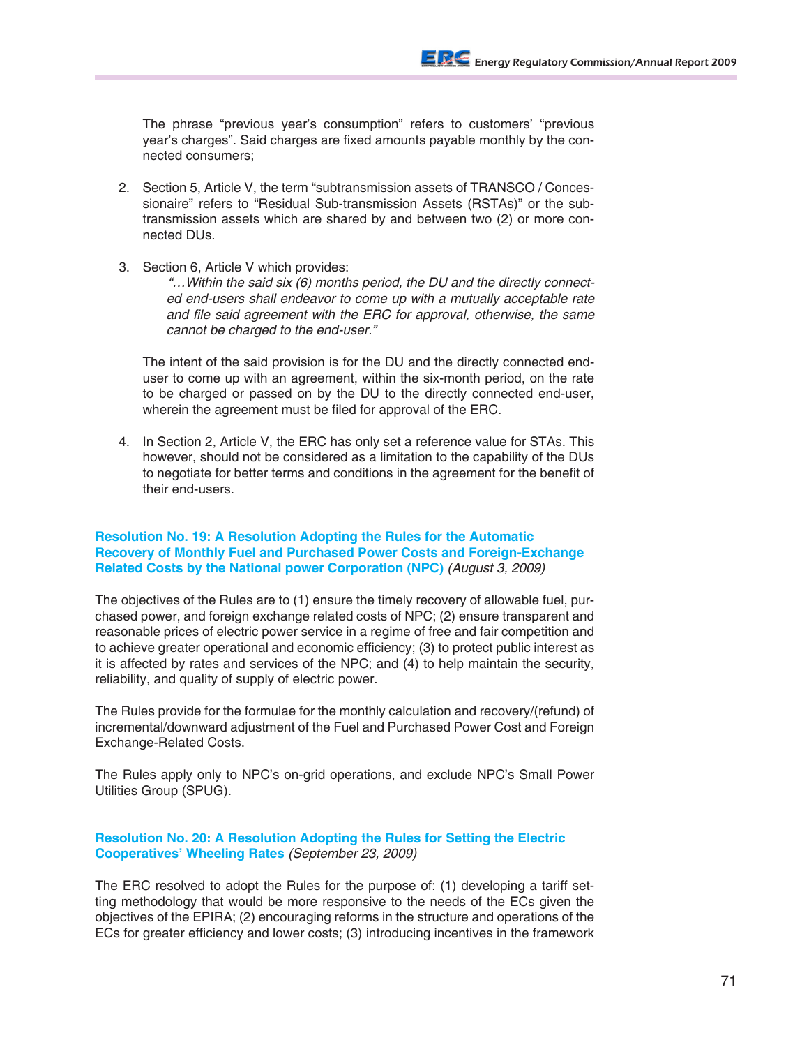The phrase "previous year's consumption" refers to customers' "previous year's charges". Said charges are fixed amounts payable monthly by the connected consumers;

2. Section 5, Article V, the term "subtransmission assets of TRANSCO / Concessionaire" refers to "Residual Sub-transmission Assets (RSTAs)" or the subtransmission assets which are shared by and between two (2) or more connected DUs.

3. Section 6, Article V which provides:

   *"…Within the said six (6) months period, the DU and the directly connected end-users shall endeavor to come up with a mutually acceptable rate and file said agreement with the ERC for approval, otherwise, the same cannot be charged to the end-user."*

   The intent of the said provision is for the DU and the directly connected end-user to come up with an agreement, within the six-month period, on the rate to be charged or passed on by the DU to the directly connected end-user, wherein the agreement must be filed for approval of the ERC.

4. In Section 2, Article V, the ERC has only set a reference value for STAs. This however, should not be considered as a limitation to the capability of the DUs to negotiate for better terms and conditions in the agreement for the benefit of their end-users.

### Resolution No. 19: A Resolution Adopting the Rules for the Automatic Recovery of Monthly Fuel and Purchased Power Costs and Foreign-Exchange Related Costs by the National power Corporation (NPC) *(August 3, 2009)*

The objectives of the Rules are to (1) ensure the timely recovery of allowable fuel, purchased power, and foreign exchange related costs of NPC; (2) ensure transparent and reasonable prices of electric power service in a regime of free and fair competition and to achieve greater operational and economic efficiency; (3) to protect public interest as it is affected by rates and services of the NPC; and (4) to help maintain the security, reliability, and quality of supply of electric power.

The Rules provide for the formulae for the monthly calculation and recovery/(refund) of incremental/downward adjustment of the Fuel and Purchased Power Cost and Foreign Exchange-Related Costs.

The Rules apply only to NPC's on-grid operations, and exclude NPC's Small Power Utilities Group (SPUG).

### Resolution No. 20: A Resolution Adopting the Rules for Setting the Electric Cooperatives' Wheeling Rates *(September 23, 2009)*

The ERC resolved to adopt the Rules for the purpose of: (1) developing a tariff setting methodology that would be more responsive to the needs of the ECs given the objectives of the EPIRA; (2) encouraging reforms in the structure and operations of the ECs for greater efficiency and lower costs; (3) introducing incentives in the framework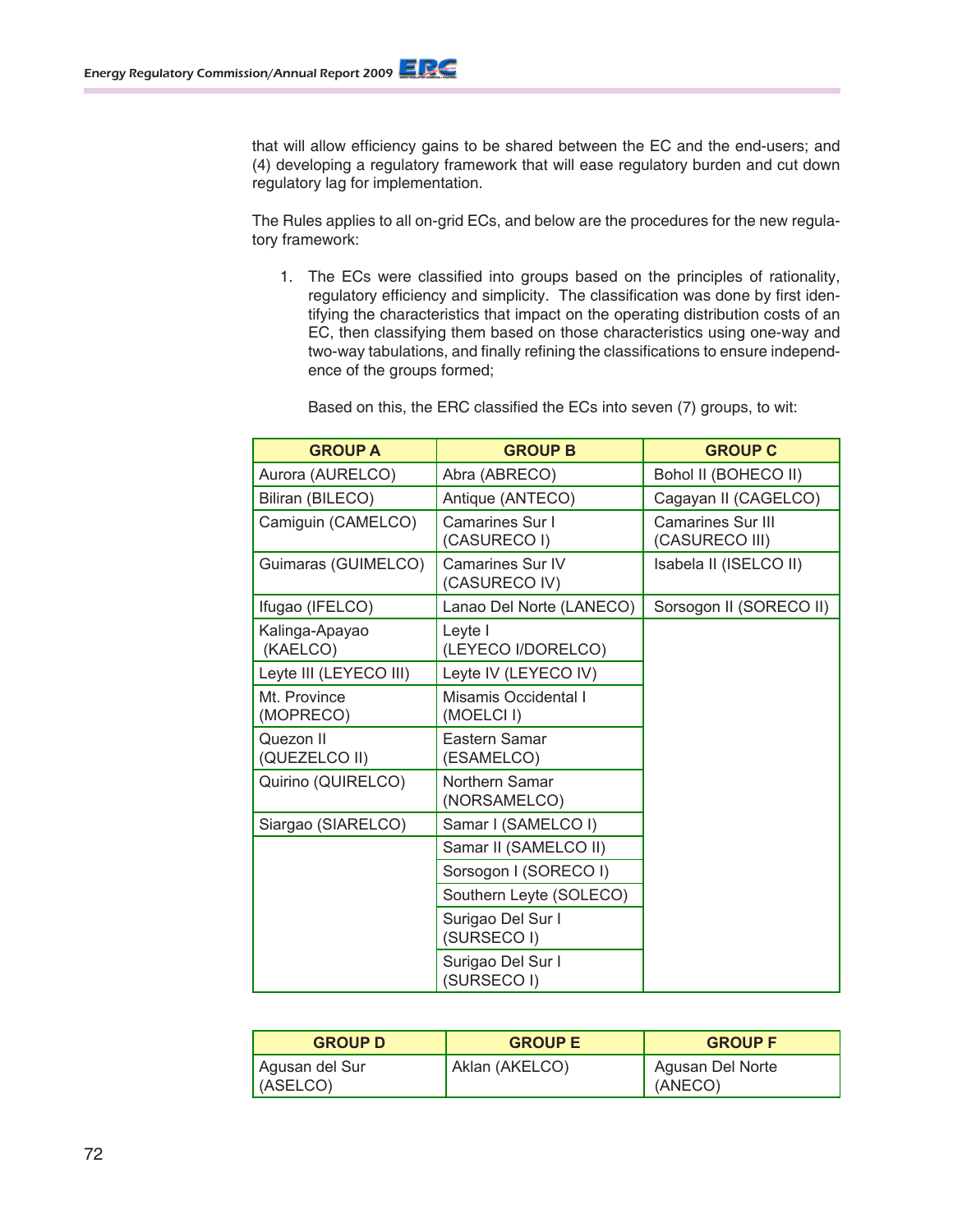that will allow efficiency gains to be shared between the EC and the end-users; and (4) developing a regulatory framework that will ease regulatory burden and cut down regulatory lag for implementation.

The Rules applies to all on-grid ECs, and below are the procedures for the new regulatory framework:

1. The ECs were classified into groups based on the principles of rationality, regulatory efficiency and simplicity. The classification was done by first identifying the characteristics that impact on the operating distribution costs of an EC, then classifying them based on those characteristics using one-way and two-way tabulations, and finally refining the classifications to ensure independence of the groups formed;

   Based on this, the ERC classified the ECs into seven (7) groups, to wit:

| GROUP A | GROUP B | GROUP C |
|---|---|---|
| Aurora (AURELCO) | Abra (ABRECO) | Bohol II (BOHECO II) |
| Biliran (BILECO) | Antique (ANTECO) | Cagayan II (CAGELCO) |
| Camiguin (CAMELCO) | Camarines Sur I (CASURECO I) | Camarines Sur III (CASURECO III) |
| Guimaras (GUIMELCO) | Camarines Sur IV (CASURECO IV) | Isabela II (ISELCO II) |
| Ifugao (IFELCO) | Lanao Del Norte (LANECO) | Sorsogon II (SORECO II) |
| Kalinga-Apayao (KAELCO) | Leyte I (LEYECO I/DORELCO) | |
| Leyte III (LEYECO III) | Leyte IV (LEYECO IV) | |
| Mt. Province (MOPRECO) | Misamis Occidental I (MOELCI I) | |
| Quezon II (QUEZELCO II) | Eastern Samar (ESAMELCO) | |
| Quirino (QUIRELCO) | Northern Samar (NORSAMELCO) | |
| Siargao (SIARELCO) | Samar I (SAMELCO I) | |
| | Samar II (SAMELCO II) | |
| | Sorsogon I (SORECO I) | |
| | Southern Leyte (SOLECO) | |
| | Surigao Del Sur I (SURSECO I) | |
| | Surigao Del Sur I (SURSECO I) | |

| GROUP D | GROUP E | GROUP F |
|---|---|---|
| Agusan del Sur (ASELCO) | Aklan (AKELCO) | Agusan Del Norte (ANECO) |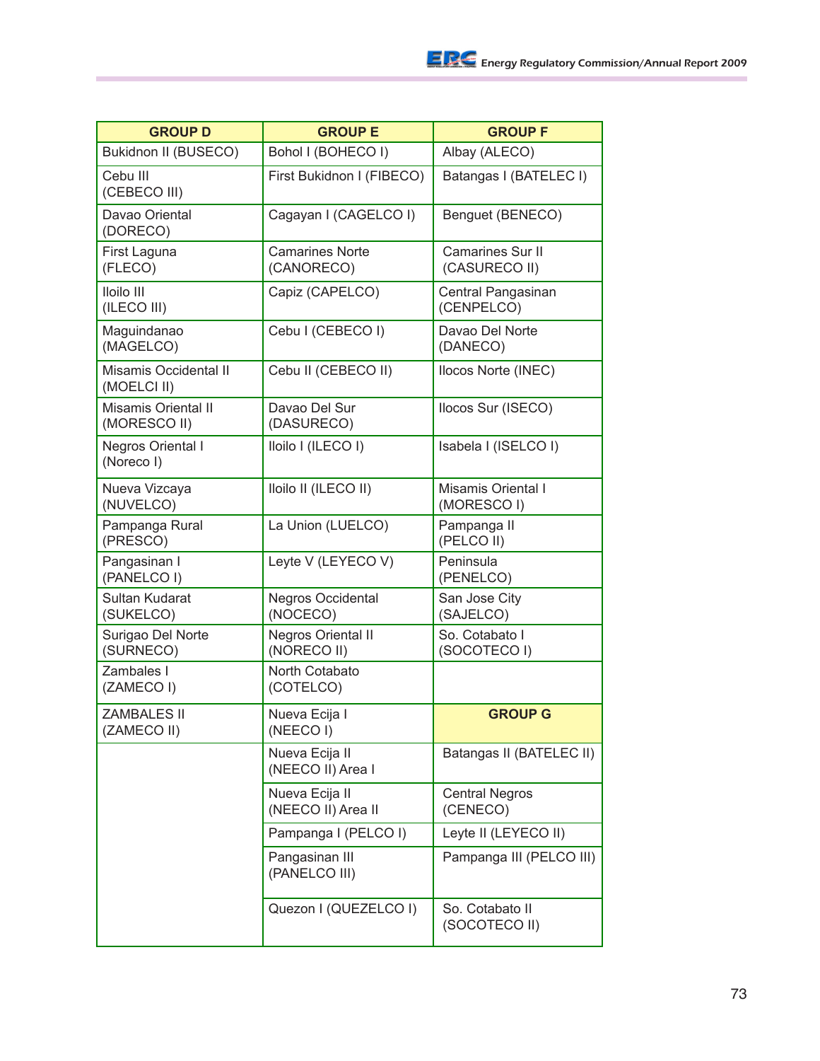| GROUP D | GROUP E | GROUP F |
|---|---|---|
| Bukidnon II (BUSECO) | Bohol I (BOHECO I) | Albay (ALECO) |
| Cebu III (CEBECO III) | First Bukidnon I (FIBECO) | Batangas I (BATELEC I) |
| Davao Oriental (DORECO) | Cagayan I (CAGELCO I) | Benguet (BENECO) |
| First Laguna (FLECO) | Camarines Norte (CANORECO) | Camarines Sur II (CASURECO II) |
| Iloilo III (ILECO III) | Capiz (CAPELCO) | Central Pangasinan (CENPELCO) |
| Maguindanao (MAGELCO) | Cebu I (CEBECO I) | Davao Del Norte (DANECO) |
| Misamis Occidental II (MOELCI II) | Cebu II (CEBECO II) | Ilocos Norte (INEC) |
| Misamis Oriental II (MORESCO II) | Davao Del Sur (DASURECO) | Ilocos Sur (ISECO) |
| Negros Oriental I (Noreco I) | Iloilo I (ILECO I) | Isabela I (ISELCO I) |
| Nueva Vizcaya (NUVELCO) | Iloilo II (ILECO II) | Misamis Oriental I (MORESCO I) |
| Pampanga Rural (PRESCO) | La Union (LUELCO) | Pampanga II (PELCO II) |
| Pangasinan I (PANELCO I) | Leyte V (LEYECO V) | Peninsula (PENELCO) |
| Sultan Kudarat (SUKELCO) | Negros Occidental (NOCECO) | San Jose City (SAJELCO) |
| Surigao Del Norte (SURNECO) | Negros Oriental II (NORECO II) | So. Cotabato I (SOCOTECO I) |
| Zambales I (ZAMECO I) | North Cotabato (COTELCO) | |
| ZAMBALES II (ZAMECO II) | Nueva Ecija I (NEECO I) | **GROUP G** |
| | Nueva Ecija II (NEECO II) Area I | Batangas II (BATELEC II) |
| | Nueva Ecija II (NEECO II) Area II | Central Negros (CENECO) |
| | Pampanga I (PELCO I) | Leyte II (LEYECO II) |
| | Pangasinan III (PANELCO III) | Pampanga III (PELCO III) |
| | Quezon I (QUEZELCO I) | So. Cotabato II (SOCOTECO II) |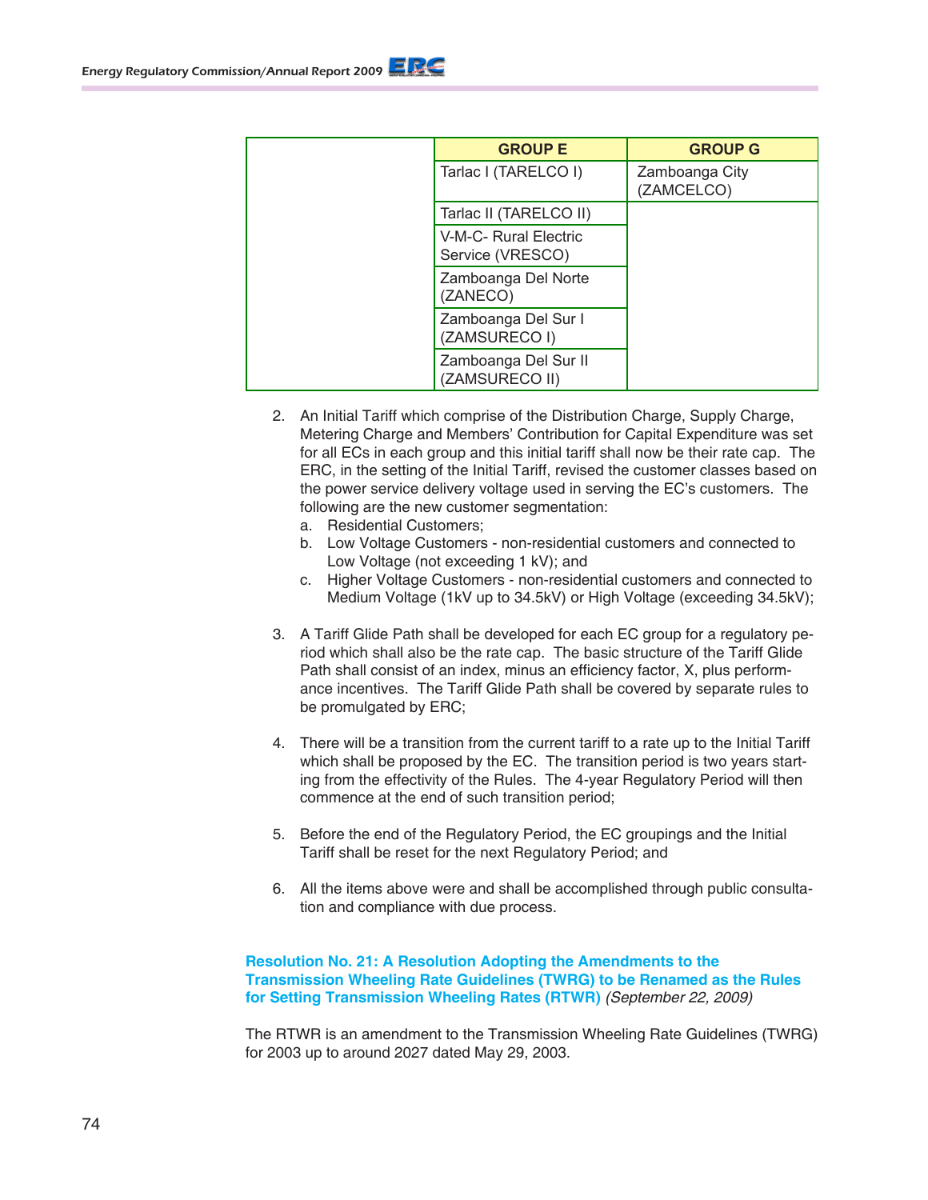| | GROUP E | GROUP G |
|---|---|---|
| | Tarlac I (TARELCO I) | Zamboanga City (ZAMCELCO) |
| | Tarlac II (TARELCO II) | |
| | V-M-C- Rural Electric Service (VRESCO) | |
| | Zamboanga Del Norte (ZANECO) | |
| | Zamboanga Del Sur I (ZAMSURECO I) | |
| | Zamboanga Del Sur II (ZAMSURECO II) | |

2. An Initial Tariff which comprise of the Distribution Charge, Supply Charge, Metering Charge and Members' Contribution for Capital Expenditure was set for all ECs in each group and this initial tariff shall now be their rate cap. The ERC, in the setting of the Initial Tariff, revised the customer classes based on the power service delivery voltage used in serving the EC's customers. The following are the new customer segmentation:
   a. Residential Customers;
   b. Low Voltage Customers - non-residential customers and connected to Low Voltage (not exceeding 1 kV); and
   c. Higher Voltage Customers - non-residential customers and connected to Medium Voltage (1kV up to 34.5kV) or High Voltage (exceeding 34.5kV);

3. A Tariff Glide Path shall be developed for each EC group for a regulatory period which shall also be the rate cap. The basic structure of the Tariff Glide Path shall consist of an index, minus an efficiency factor, X, plus performance incentives. The Tariff Glide Path shall be covered by separate rules to be promulgated by ERC;

4. There will be a transition from the current tariff to a rate up to the Initial Tariff which shall be proposed by the EC. The transition period is two years starting from the effectivity of the Rules. The 4-year Regulatory Period will then commence at the end of such transition period;

5. Before the end of the Regulatory Period, the EC groupings and the Initial Tariff shall be reset for the next Regulatory Period; and

6. All the items above were and shall be accomplished through public consultation and compliance with due process.

**Resolution No. 21: A Resolution Adopting the Amendments to the Transmission Wheeling Rate Guidelines (TWRG) to be Renamed as the Rules for Setting Transmission Wheeling Rates (RTWR)** *(September 22, 2009)*

The RTWR is an amendment to the Transmission Wheeling Rate Guidelines (TWRG) for 2003 up to around 2027 dated May 29, 2003.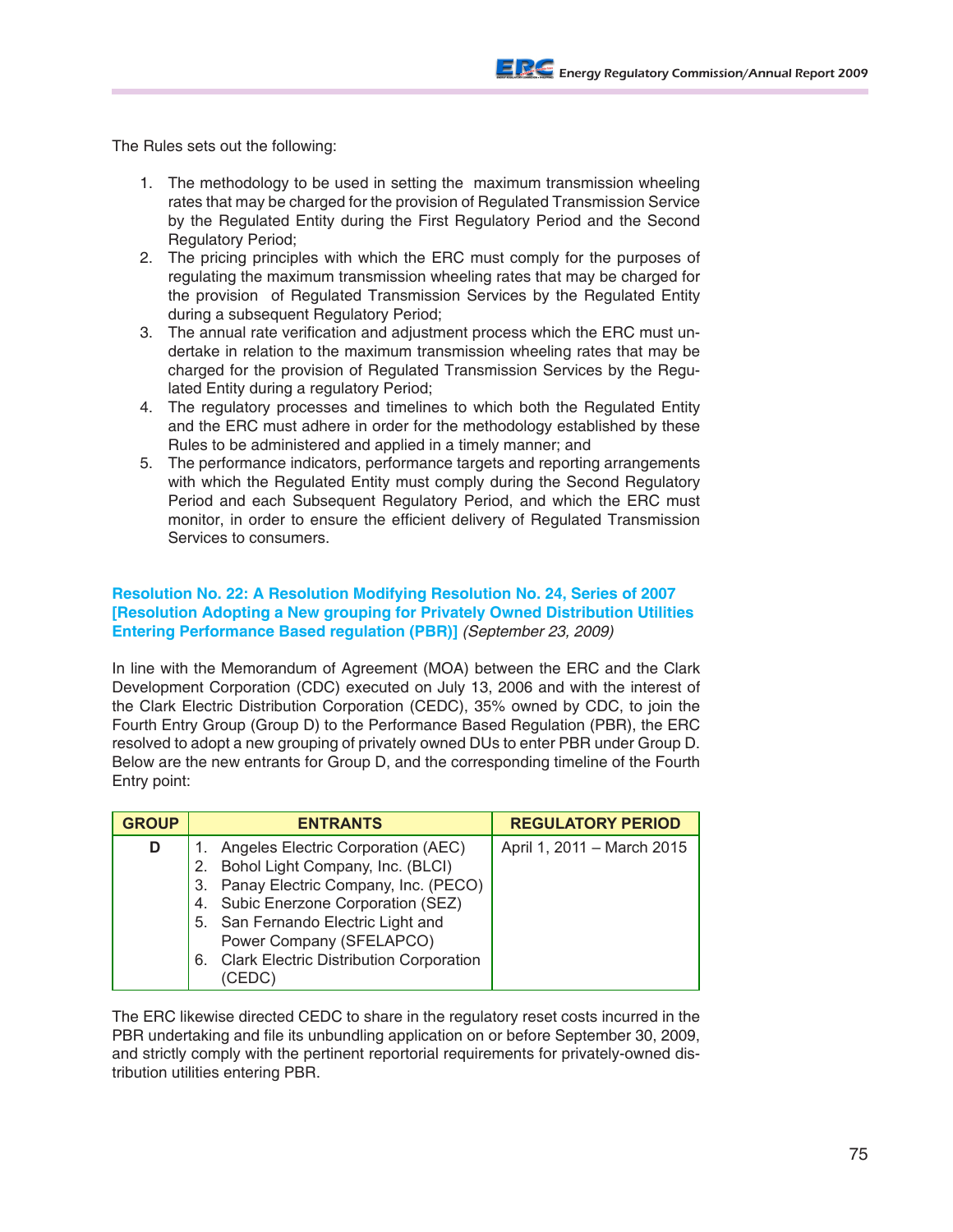The Rules sets out the following:

1. The methodology to be used in setting the maximum transmission wheeling rates that may be charged for the provision of Regulated Transmission Service by the Regulated Entity during the First Regulatory Period and the Second Regulatory Period;
2. The pricing principles with which the ERC must comply for the purposes of regulating the maximum transmission wheeling rates that may be charged for the provision of Regulated Transmission Services by the Regulated Entity during a subsequent Regulatory Period;
3. The annual rate verification and adjustment process which the ERC must undertake in relation to the maximum transmission wheeling rates that may be charged for the provision of Regulated Transmission Services by the Regulated Entity during a regulatory Period;
4. The regulatory processes and timelines to which both the Regulated Entity and the ERC must adhere in order for the methodology established by these Rules to be administered and applied in a timely manner; and
5. The performance indicators, performance targets and reporting arrangements with which the Regulated Entity must comply during the Second Regulatory Period and each Subsequent Regulatory Period, and which the ERC must monitor, in order to ensure the efficient delivery of Regulated Transmission Services to consumers.

**Resolution No. 22: A Resolution Modifying Resolution No. 24, Series of 2007 [Resolution Adopting a New grouping for Privately Owned Distribution Utilities Entering Performance Based regulation (PBR)]** *(September 23, 2009)*

In line with the Memorandum of Agreement (MOA) between the ERC and the Clark Development Corporation (CDC) executed on July 13, 2006 and with the interest of the Clark Electric Distribution Corporation (CEDC), 35% owned by CDC, to join the Fourth Entry Group (Group D) to the Performance Based Regulation (PBR), the ERC resolved to adopt a new grouping of privately owned DUs to enter PBR under Group D. Below are the new entrants for Group D, and the corresponding timeline of the Fourth Entry point:

| GROUP | ENTRANTS | REGULATORY PERIOD |
|---|---|---|
| D | 1. Angeles Electric Corporation (AEC)<br>2. Bohol Light Company, Inc. (BLCI)<br>3. Panay Electric Company, Inc. (PECO)<br>4. Subic Enerzone Corporation (SEZ)<br>5. San Fernando Electric Light and Power Company (SFELAPCO)<br>6. Clark Electric Distribution Corporation (CEDC) | April 1, 2011 – March 2015 |

The ERC likewise directed CEDC to share in the regulatory reset costs incurred in the PBR undertaking and file its unbundling application on or before September 30, 2009, and strictly comply with the pertinent reportorial requirements for privately-owned distribution utilities entering PBR.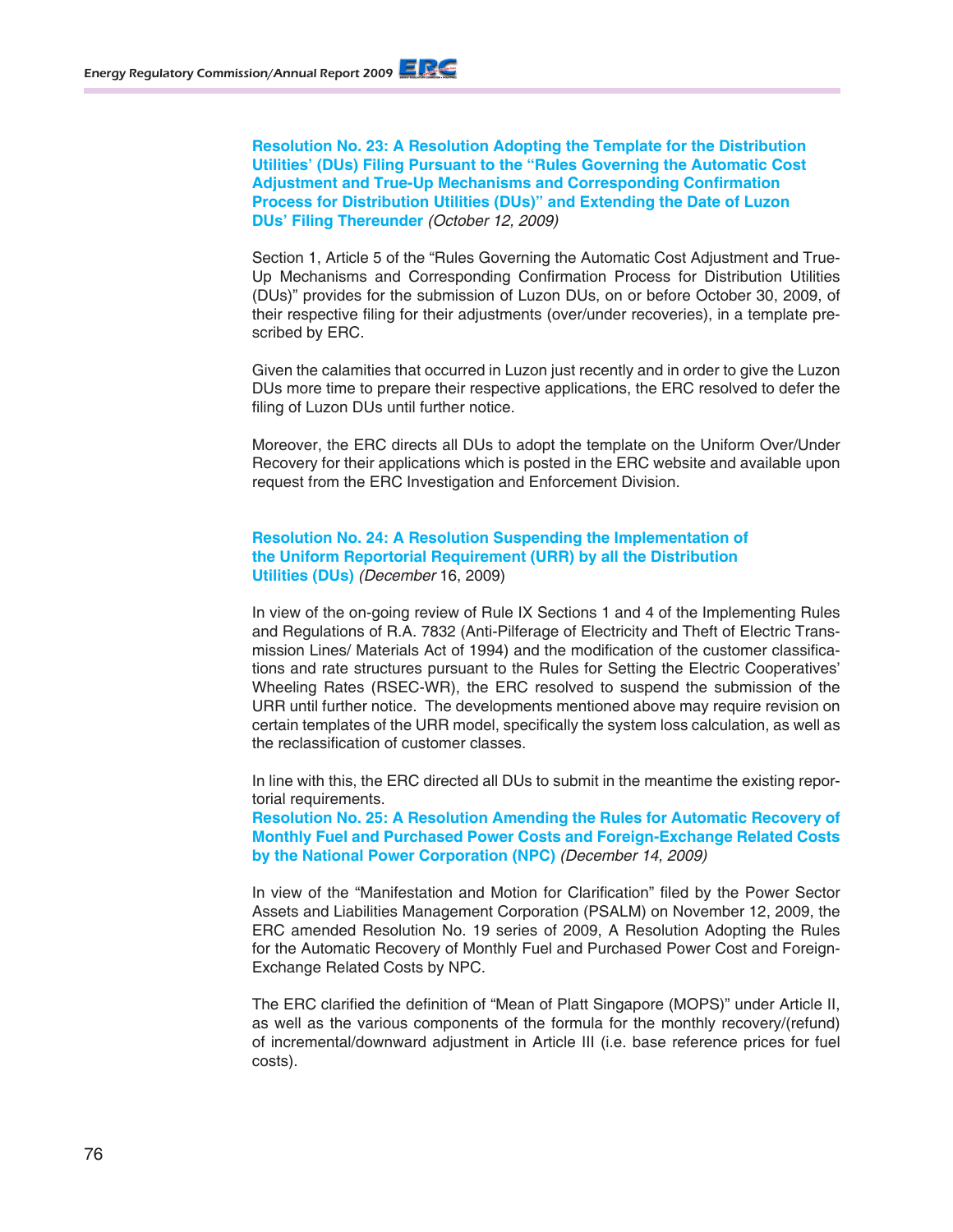**Resolution No. 23: A Resolution Adopting the Template for the Distribution Utilities' (DUs) Filing Pursuant to the "Rules Governing the Automatic Cost Adjustment and True-Up Mechanisms and Corresponding Confirmation Process for Distribution Utilities (DUs)" and Extending the Date of Luzon DUs' Filing Thereunder** *(October 12, 2009)*

Section 1, Article 5 of the "Rules Governing the Automatic Cost Adjustment and True-Up Mechanisms and Corresponding Confirmation Process for Distribution Utilities (DUs)" provides for the submission of Luzon DUs, on or before October 30, 2009, of their respective filing for their adjustments (over/under recoveries), in a template prescribed by ERC.

Given the calamities that occurred in Luzon just recently and in order to give the Luzon DUs more time to prepare their respective applications, the ERC resolved to defer the filing of Luzon DUs until further notice.

Moreover, the ERC directs all DUs to adopt the template on the Uniform Over/Under Recovery for their applications which is posted in the ERC website and available upon request from the ERC Investigation and Enforcement Division.

**Resolution No. 24: A Resolution Suspending the Implementation of the Uniform Reportorial Requirement (URR) by all the Distribution Utilities (DUs)** *(December* 16, 2009)

In view of the on-going review of Rule IX Sections 1 and 4 of the Implementing Rules and Regulations of R.A. 7832 (Anti-Pilferage of Electricity and Theft of Electric Transmission Lines/ Materials Act of 1994) and the modification of the customer classifications and rate structures pursuant to the Rules for Setting the Electric Cooperatives' Wheeling Rates (RSEC-WR), the ERC resolved to suspend the submission of the URR until further notice. The developments mentioned above may require revision on certain templates of the URR model, specifically the system loss calculation, as well as the reclassification of customer classes.

In line with this, the ERC directed all DUs to submit in the meantime the existing reportorial requirements.

**Resolution No. 25: A Resolution Amending the Rules for Automatic Recovery of Monthly Fuel and Purchased Power Costs and Foreign-Exchange Related Costs by the National Power Corporation (NPC)** *(December 14, 2009)*

In view of the "Manifestation and Motion for Clarification" filed by the Power Sector Assets and Liabilities Management Corporation (PSALM) on November 12, 2009, the ERC amended Resolution No. 19 series of 2009, A Resolution Adopting the Rules for the Automatic Recovery of Monthly Fuel and Purchased Power Cost and Foreign-Exchange Related Costs by NPC.

The ERC clarified the definition of "Mean of Platt Singapore (MOPS)" under Article II, as well as the various components of the formula for the monthly recovery/(refund) of incremental/downward adjustment in Article III (i.e. base reference prices for fuel costs).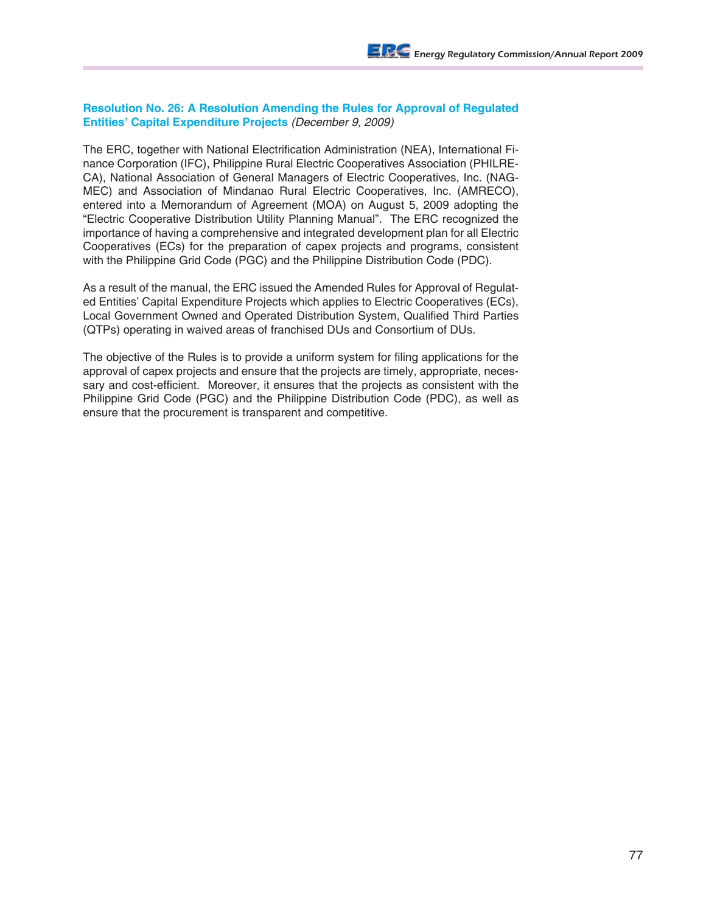**Resolution No. 26: A Resolution Amending the Rules for Approval of Regulated Entities' Capital Expenditure Projects** *(December 9, 2009)*

The ERC, together with National Electrification Administration (NEA), International Finance Corporation (IFC), Philippine Rural Electric Cooperatives Association (PHILRECA), National Association of General Managers of Electric Cooperatives, Inc. (NAGMEC) and Association of Mindanao Rural Electric Cooperatives, Inc. (AMRECO), entered into a Memorandum of Agreement (MOA) on August 5, 2009 adopting the "Electric Cooperative Distribution Utility Planning Manual". The ERC recognized the importance of having a comprehensive and integrated development plan for all Electric Cooperatives (ECs) for the preparation of capex projects and programs, consistent with the Philippine Grid Code (PGC) and the Philippine Distribution Code (PDC).

As a result of the manual, the ERC issued the Amended Rules for Approval of Regulated Entities' Capital Expenditure Projects which applies to Electric Cooperatives (ECs), Local Government Owned and Operated Distribution System, Qualified Third Parties (QTPs) operating in waived areas of franchised DUs and Consortium of DUs.

The objective of the Rules is to provide a uniform system for filing applications for the approval of capex projects and ensure that the projects are timely, appropriate, necessary and cost-efficient. Moreover, it ensures that the projects as consistent with the Philippine Grid Code (PGC) and the Philippine Distribution Code (PDC), as well as ensure that the procurement is transparent and competitive.